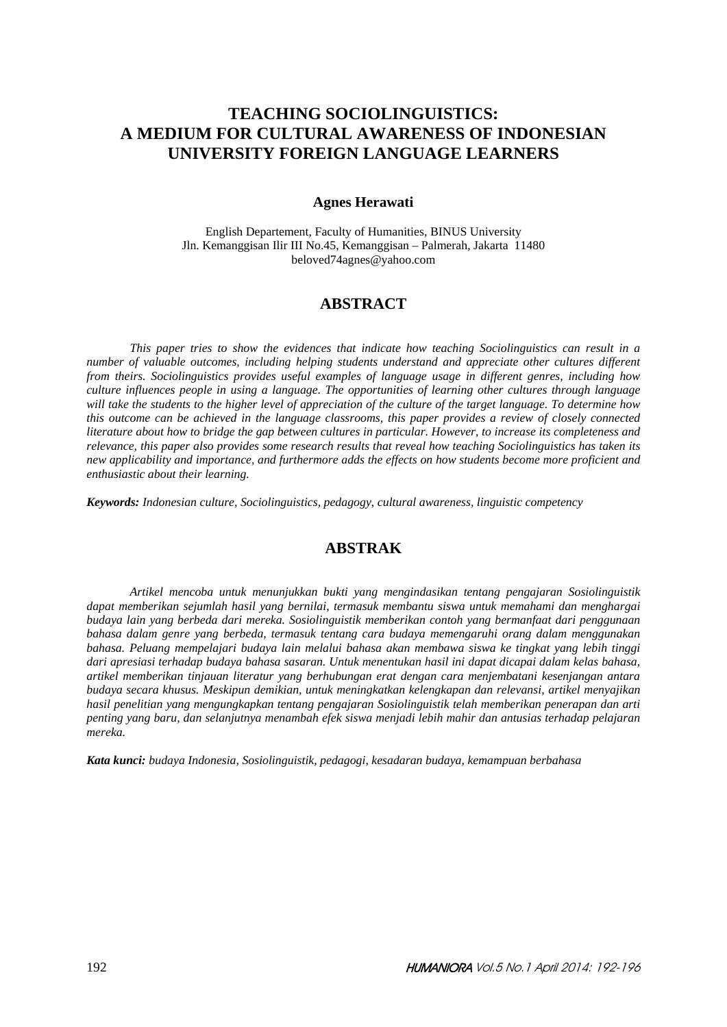# TEACHING SOCIOLINGUISTICS: A MEDIUM FOR CULTURAL AWARENESS OF INDONESIAN UNIVERSITY FOREIGN LANGUAGE LEARNERS

**Agnes Herawati**

English Departement, Faculty of Humanities, BINUS University
Jln. Kemanggisan Ilir III No.45, Kemanggisan – Palmerah, Jakarta 11480
beloved74agnes@yahoo.com

## ABSTRACT

*This paper tries to show the evidences that indicate how teaching Sociolinguistics can result in a number of valuable outcomes, including helping students understand and appreciate other cultures different from theirs. Sociolinguistics provides useful examples of language usage in different genres, including how culture influences people in using a language. The opportunities of learning other cultures through language will take the students to the higher level of appreciation of the culture of the target language. To determine how this outcome can be achieved in the language classrooms, this paper provides a review of closely connected literature about how to bridge the gap between cultures in particular. However, to increase its completeness and relevance, this paper also provides some research results that reveal how teaching Sociolinguistics has taken its new applicability and importance, and furthermore adds the effects on how students become more proficient and enthusiastic about their learning.*

***Keywords:*** *Indonesian culture, Sociolinguistics, pedagogy, cultural awareness, linguistic competency*

## ABSTRAK

*Artikel mencoba untuk menunjukkan bukti yang mengindasikan tentang pengajaran Sosiolinguistik dapat memberikan sejumlah hasil yang bernilai, termasuk membantu siswa untuk memahami dan menghargai budaya lain yang berbeda dari mereka. Sosiolinguistik memberikan contoh yang bermanfaat dari penggunaan bahasa dalam genre yang berbeda, termasuk tentang cara budaya memengaruhi orang dalam menggunakan bahasa. Peluang mempelajari budaya lain melalui bahasa akan membawa siswa ke tingkat yang lebih tinggi dari apresiasi terhadap budaya bahasa sasaran. Untuk menentukan hasil ini dapat dicapai dalam kelas bahasa, artikel memberikan tinjauan literatur yang berhubungan erat dengan cara menjembatani kesenjangan antara budaya secara khusus. Meskipun demikian, untuk meningkatkan kelengkapan dan relevansi, artikel menyajikan hasil penelitian yang mengungkapkan tentang pengajaran Sosiolinguistik telah memberikan penerapan dan arti penting yang baru, dan selanjutnya menambah efek siswa menjadi lebih mahir dan antusias terhadap pelajaran mereka.*

***Kata kunci:*** *budaya Indonesia, Sosiolinguistik, pedagogi, kesadaran budaya, kemampuan berbahasa*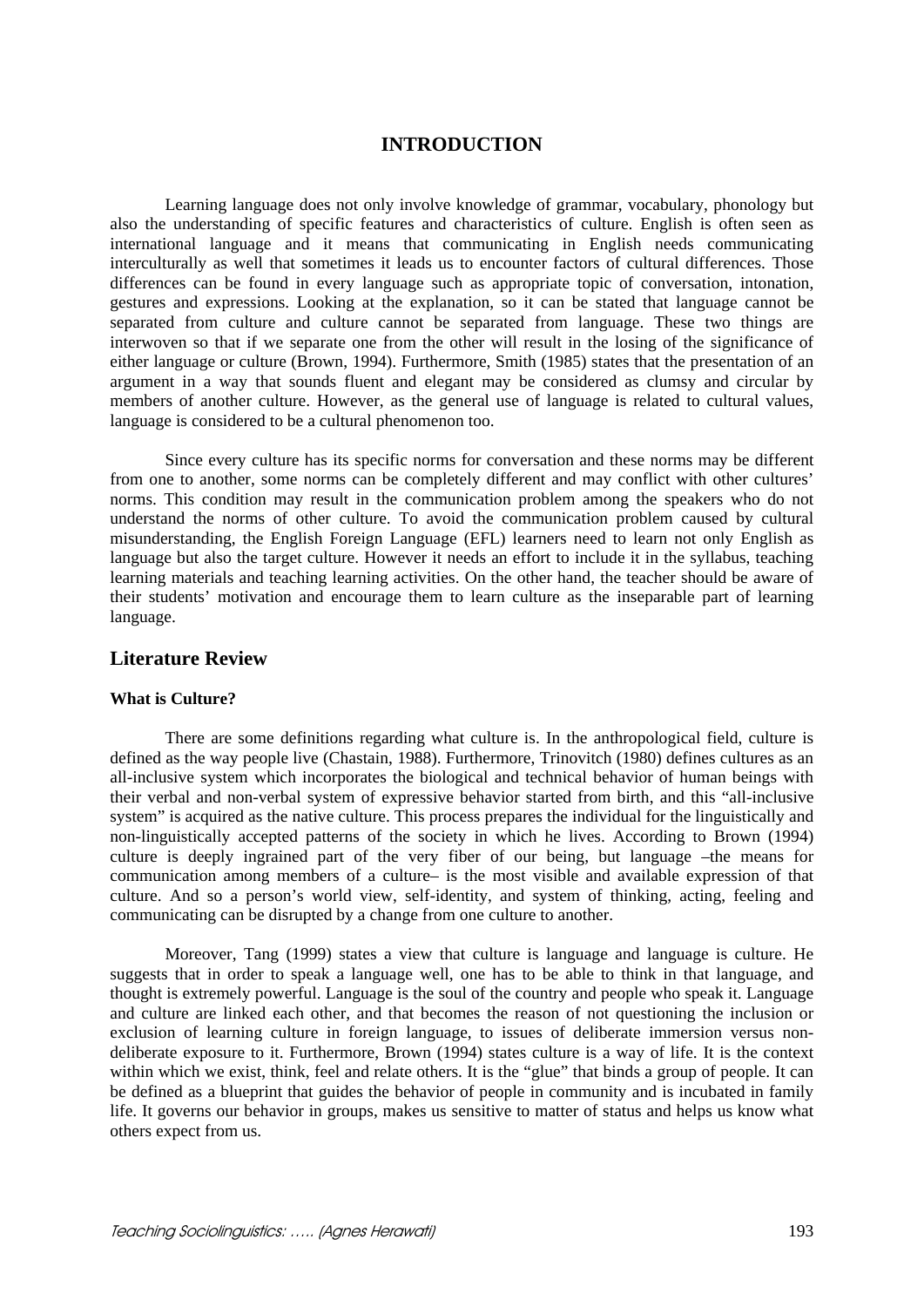## INTRODUCTION

Learning language does not only involve knowledge of grammar, vocabulary, phonology but also the understanding of specific features and characteristics of culture. English is often seen as international language and it means that communicating in English needs communicating interculturally as well that sometimes it leads us to encounter factors of cultural differences. Those differences can be found in every language such as appropriate topic of conversation, intonation, gestures and expressions. Looking at the explanation, so it can be stated that language cannot be separated from culture and culture cannot be separated from language. These two things are interwoven so that if we separate one from the other will result in the losing of the significance of either language or culture (Brown, 1994). Furthermore, Smith (1985) states that the presentation of an argument in a way that sounds fluent and elegant may be considered as clumsy and circular by members of another culture. However, as the general use of language is related to cultural values, language is considered to be a cultural phenomenon too.

Since every culture has its specific norms for conversation and these norms may be different from one to another, some norms can be completely different and may conflict with other cultures' norms. This condition may result in the communication problem among the speakers who do not understand the norms of other culture. To avoid the communication problem caused by cultural misunderstanding, the English Foreign Language (EFL) learners need to learn not only English as language but also the target culture. However it needs an effort to include it in the syllabus, teaching learning materials and teaching learning activities. On the other hand, the teacher should be aware of their students' motivation and encourage them to learn culture as the inseparable part of learning language.

## Literature Review

### What is Culture?

There are some definitions regarding what culture is. In the anthropological field, culture is defined as the way people live (Chastain, 1988). Furthermore, Trinovitch (1980) defines cultures as an all-inclusive system which incorporates the biological and technical behavior of human beings with their verbal and non-verbal system of expressive behavior started from birth, and this "all-inclusive system" is acquired as the native culture. This process prepares the individual for the linguistically and non-linguistically accepted patterns of the society in which he lives. According to Brown (1994) culture is deeply ingrained part of the very fiber of our being, but language –the means for communication among members of a culture– is the most visible and available expression of that culture. And so a person's world view, self-identity, and system of thinking, acting, feeling and communicating can be disrupted by a change from one culture to another.

Moreover, Tang (1999) states a view that culture is language and language is culture. He suggests that in order to speak a language well, one has to be able to think in that language, and thought is extremely powerful. Language is the soul of the country and people who speak it. Language and culture are linked each other, and that becomes the reason of not questioning the inclusion or exclusion of learning culture in foreign language, to issues of deliberate immersion versus non-deliberate exposure to it. Furthermore, Brown (1994) states culture is a way of life. It is the context within which we exist, think, feel and relate others. It is the "glue" that binds a group of people. It can be defined as a blueprint that guides the behavior of people in community and is incubated in family life. It governs our behavior in groups, makes us sensitive to matter of status and helps us know what others expect from us.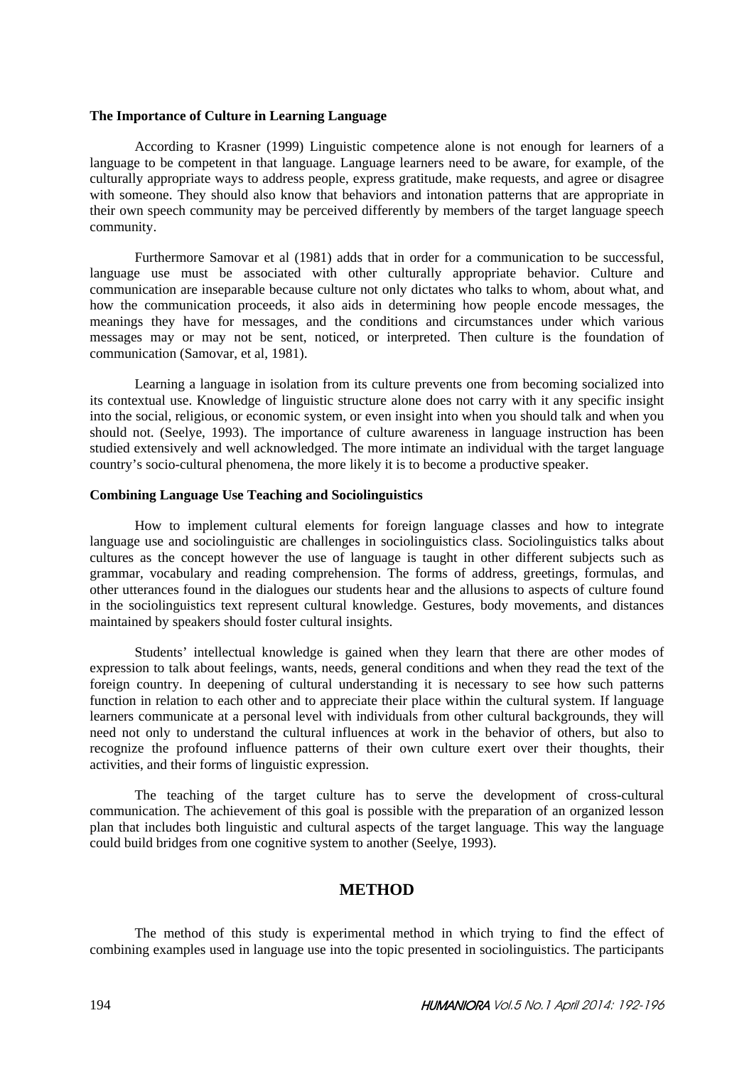**The Importance of Culture in Learning Language**

According to Krasner (1999) Linguistic competence alone is not enough for learners of a language to be competent in that language. Language learners need to be aware, for example, of the culturally appropriate ways to address people, express gratitude, make requests, and agree or disagree with someone. They should also know that behaviors and intonation patterns that are appropriate in their own speech community may be perceived differently by members of the target language speech community.

Furthermore Samovar et al (1981) adds that in order for a communication to be successful, language use must be associated with other culturally appropriate behavior. Culture and communication are inseparable because culture not only dictates who talks to whom, about what, and how the communication proceeds, it also aids in determining how people encode messages, the meanings they have for messages, and the conditions and circumstances under which various messages may or may not be sent, noticed, or interpreted. Then culture is the foundation of communication (Samovar, et al, 1981).

Learning a language in isolation from its culture prevents one from becoming socialized into its contextual use. Knowledge of linguistic structure alone does not carry with it any specific insight into the social, religious, or economic system, or even insight into when you should talk and when you should not. (Seelye, 1993). The importance of culture awareness in language instruction has been studied extensively and well acknowledged. The more intimate an individual with the target language country's socio-cultural phenomena, the more likely it is to become a productive speaker.

**Combining Language Use Teaching and Sociolinguistics**

How to implement cultural elements for foreign language classes and how to integrate language use and sociolinguistic are challenges in sociolinguistics class. Sociolinguistics talks about cultures as the concept however the use of language is taught in other different subjects such as grammar, vocabulary and reading comprehension. The forms of address, greetings, formulas, and other utterances found in the dialogues our students hear and the allusions to aspects of culture found in the sociolinguistics text represent cultural knowledge. Gestures, body movements, and distances maintained by speakers should foster cultural insights.

Students' intellectual knowledge is gained when they learn that there are other modes of expression to talk about feelings, wants, needs, general conditions and when they read the text of the foreign country. In deepening of cultural understanding it is necessary to see how such patterns function in relation to each other and to appreciate their place within the cultural system. If language learners communicate at a personal level with individuals from other cultural backgrounds, they will need not only to understand the cultural influences at work in the behavior of others, but also to recognize the profound influence patterns of their own culture exert over their thoughts, their activities, and their forms of linguistic expression.

The teaching of the target culture has to serve the development of cross-cultural communication. The achievement of this goal is possible with the preparation of an organized lesson plan that includes both linguistic and cultural aspects of the target language. This way the language could build bridges from one cognitive system to another (Seelye, 1993).

## METHOD

The method of this study is experimental method in which trying to find the effect of combining examples used in language use into the topic presented in sociolinguistics. The participants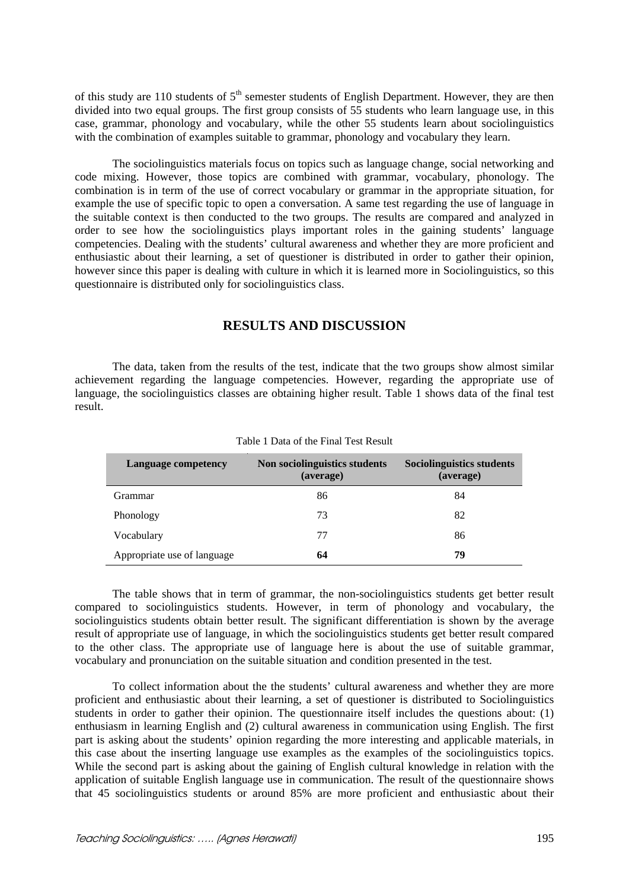of this study are 110 students of 5th semester students of English Department. However, they are then divided into two equal groups. The first group consists of 55 students who learn language use, in this case, grammar, phonology and vocabulary, while the other 55 students learn about sociolinguistics with the combination of examples suitable to grammar, phonology and vocabulary they learn.

The sociolinguistics materials focus on topics such as language change, social networking and code mixing. However, those topics are combined with grammar, vocabulary, phonology. The combination is in term of the use of correct vocabulary or grammar in the appropriate situation, for example the use of specific topic to open a conversation. A same test regarding the use of language in the suitable context is then conducted to the two groups. The results are compared and analyzed in order to see how the sociolinguistics plays important roles in the gaining students' language competencies. Dealing with the students' cultural awareness and whether they are more proficient and enthusiastic about their learning, a set of questioner is distributed in order to gather their opinion, however since this paper is dealing with culture in which it is learned more in Sociolinguistics, so this questionnaire is distributed only for sociolinguistics class.

## RESULTS AND DISCUSSION

The data, taken from the results of the test, indicate that the two groups show almost similar achievement regarding the language competencies. However, regarding the appropriate use of language, the sociolinguistics classes are obtaining higher result. Table 1 shows data of the final test result.

Table 1 Data of the Final Test Result

| Language competency | Non sociolinguistics students (average) | Sociolinguistics students (average) |
|---|---|---|
| Grammar | 86 | 84 |
| Phonology | 73 | 82 |
| Vocabulary | 77 | 86 |
| Appropriate use of language | **64** | **79** |

The table shows that in term of grammar, the non-sociolinguistics students get better result compared to sociolinguistics students. However, in term of phonology and vocabulary, the sociolinguistics students obtain better result. The significant differentiation is shown by the average result of appropriate use of language, in which the sociolinguistics students get better result compared to the other class. The appropriate use of language here is about the use of suitable grammar, vocabulary and pronunciation on the suitable situation and condition presented in the test.

To collect information about the the students' cultural awareness and whether they are more proficient and enthusiastic about their learning, a set of questioner is distributed to Sociolinguistics students in order to gather their opinion. The questionnaire itself includes the questions about: (1) enthusiasm in learning English and (2) cultural awareness in communication using English. The first part is asking about the students' opinion regarding the more interesting and applicable materials, in this case about the inserting language use examples as the examples of the sociolinguistics topics. While the second part is asking about the gaining of English cultural knowledge in relation with the application of suitable English language use in communication. The result of the questionnaire shows that 45 sociolinguistics students or around 85% are more proficient and enthusiastic about their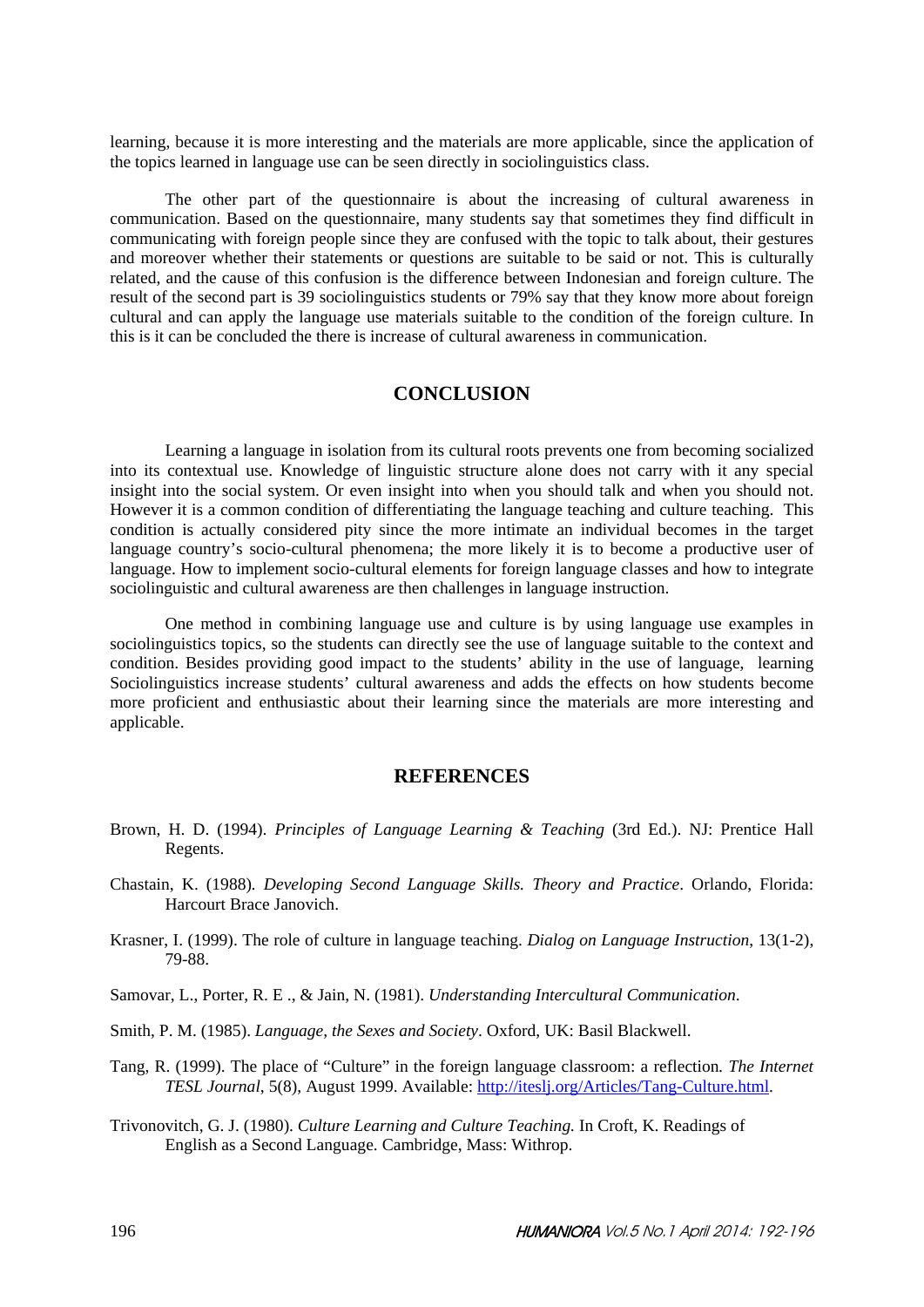learning, because it is more interesting and the materials are more applicable, since the application of the topics learned in language use can be seen directly in sociolinguistics class.

The other part of the questionnaire is about the increasing of cultural awareness in communication. Based on the questionnaire, many students say that sometimes they find difficult in communicating with foreign people since they are confused with the topic to talk about, their gestures and moreover whether their statements or questions are suitable to be said or not. This is culturally related, and the cause of this confusion is the difference between Indonesian and foreign culture. The result of the second part is 39 sociolinguistics students or 79% say that they know more about foreign cultural and can apply the language use materials suitable to the condition of the foreign culture. In this is it can be concluded the there is increase of cultural awareness in communication.

## CONCLUSION

Learning a language in isolation from its cultural roots prevents one from becoming socialized into its contextual use. Knowledge of linguistic structure alone does not carry with it any special insight into the social system. Or even insight into when you should talk and when you should not. However it is a common condition of differentiating the language teaching and culture teaching. This condition is actually considered pity since the more intimate an individual becomes in the target language country's socio-cultural phenomena; the more likely it is to become a productive user of language. How to implement socio-cultural elements for foreign language classes and how to integrate sociolinguistic and cultural awareness are then challenges in language instruction.

One method in combining language use and culture is by using language use examples in sociolinguistics topics, so the students can directly see the use of language suitable to the context and condition. Besides providing good impact to the students' ability in the use of language, learning Sociolinguistics increase students' cultural awareness and adds the effects on how students become more proficient and enthusiastic about their learning since the materials are more interesting and applicable.

## REFERENCES

Brown, H. D. (1994). *Principles of Language Learning & Teaching* (3rd Ed.). NJ: Prentice Hall Regents.

Chastain, K. (1988). *Developing Second Language Skills. Theory and Practice*. Orlando, Florida: Harcourt Brace Janovich.

Krasner, I. (1999). The role of culture in language teaching. *Dialog on Language Instruction*, 13(1-2), 79-88.

Samovar, L., Porter, R. E ., & Jain, N. (1981). *Understanding Intercultural Communication*.

Smith, P. M. (1985). *Language, the Sexes and Society*. Oxford, UK: Basil Blackwell.

Tang, R. (1999). The place of "Culture" in the foreign language classroom: a reflection. *The Internet TESL Journal*, 5(8), August 1999. Available: http://iteslj.org/Articles/Tang-Culture.html.

Trivonovitch, G. J. (1980). *Culture Learning and Culture Teaching.* In Croft, K. Readings of English as a Second Language. Cambridge, Mass: Withrop.